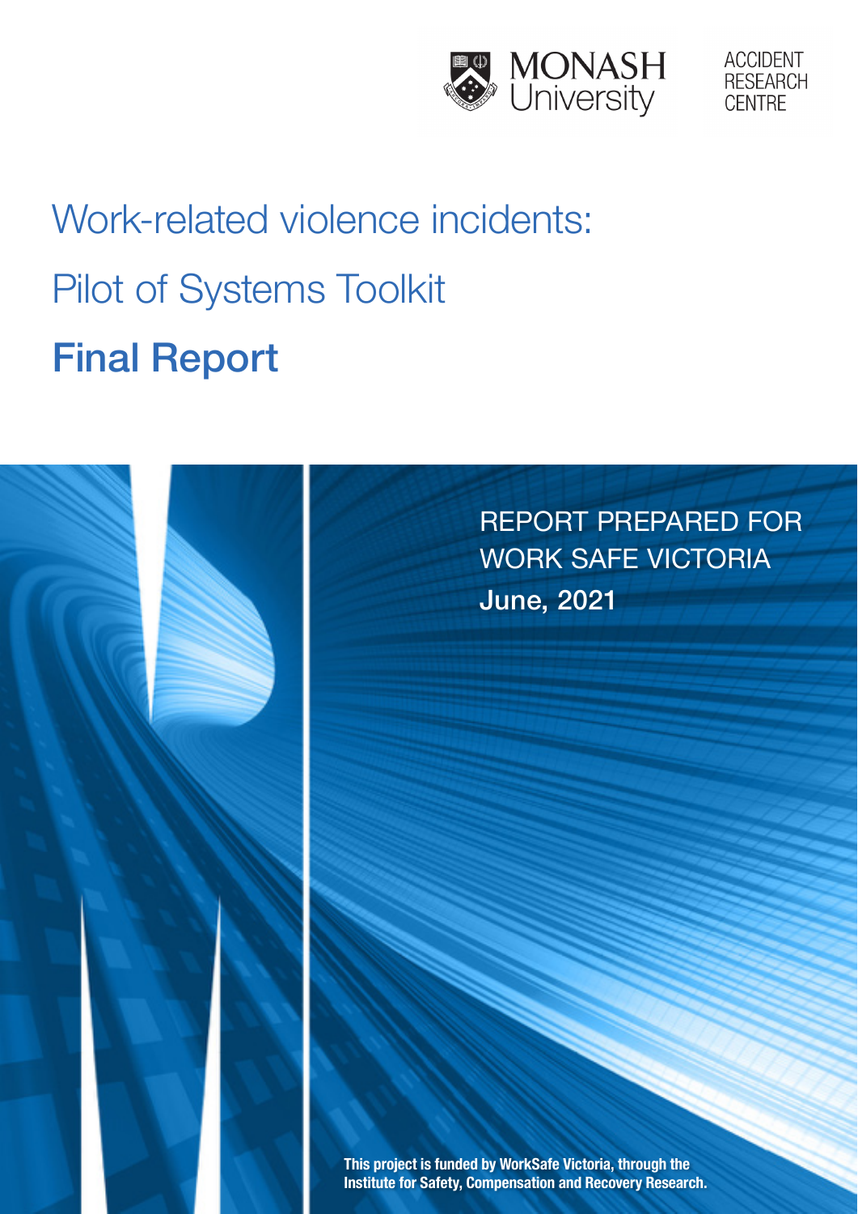MONASH University

ACCIDENT RESEARCH CENTRE

# Work-related violence incidents:

# Pilot of Systems Toolkit

# **Final Report**

REPORT PREPARED FOR WORK SAFE VICTORIA

**June, 2021**

**This project is funded by WorkSafe Victoria, through the Institute for Safety, Compensation and Recovery Research.**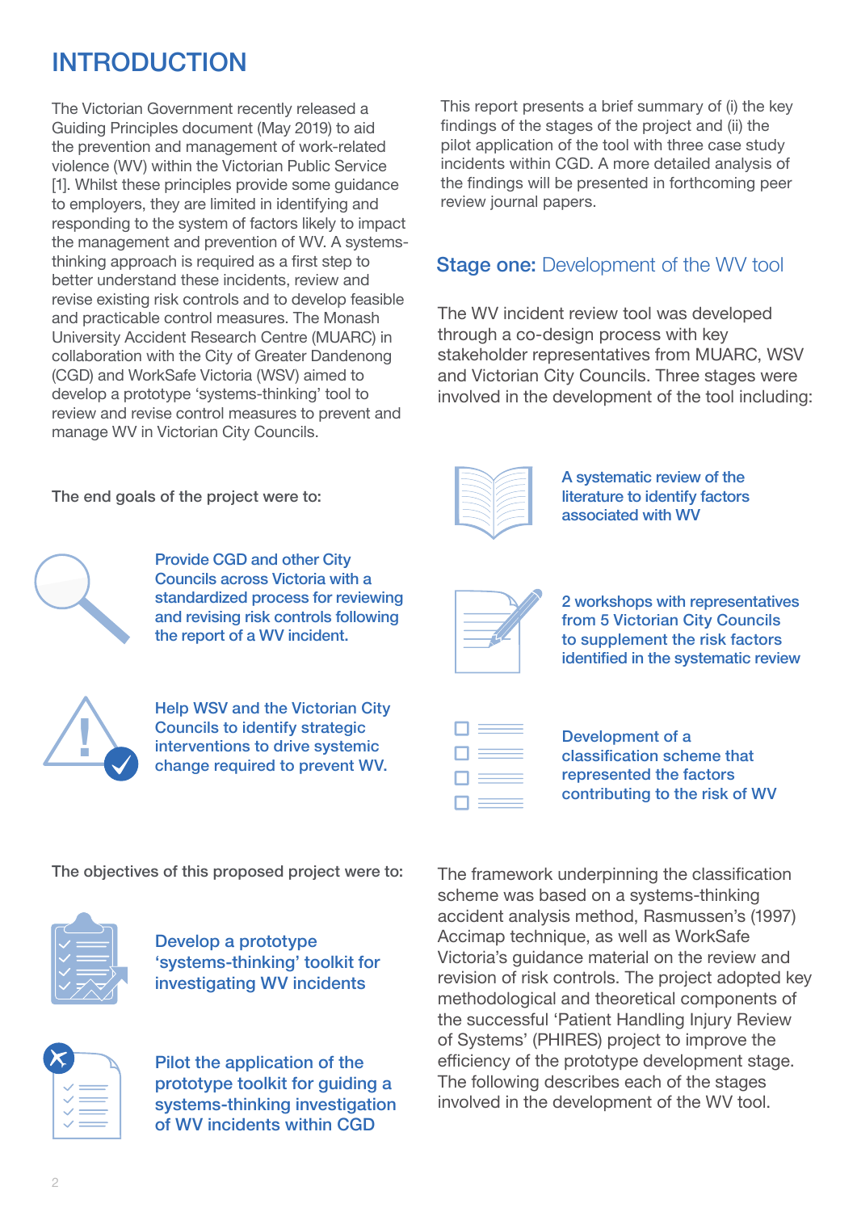# INTRODUCTION

The Victorian Government recently released a Guiding Principles document (May 2019) to aid the prevention and management of work-related violence (WV) within the Victorian Public Service [1]. Whilst these principles provide some guidance to employers, they are limited in identifying and responding to the system of factors likely to impact the management and prevention of WV. A systems-thinking approach is required as a first step to better understand these incidents, review and revise existing risk controls and to develop feasible and practicable control measures. The Monash University Accident Research Centre (MUARC) in collaboration with the City of Greater Dandenong (CGD) and WorkSafe Victoria (WSV) aimed to develop a prototype 'systems-thinking' tool to review and revise control measures to prevent and manage WV in Victorian City Councils.

The end goals of the project were to:

- Provide CGD and other City Councils across Victoria with a standardized process for reviewing and revising risk controls following the report of a WV incident.
- Help WSV and the Victorian City Councils to identify strategic interventions to drive systemic change required to prevent WV.

The objectives of this proposed project were to:

- Develop a prototype 'systems-thinking' toolkit for investigating WV incidents
- Pilot the application of the prototype toolkit for guiding a systems-thinking investigation of WV incidents within CGD

This report presents a brief summary of (i) the key findings of the stages of the project and (ii) the pilot application of the tool with three case study incidents within CGD. A more detailed analysis of the findings will be presented in forthcoming peer review journal papers.

## Stage one: Development of the WV tool

The WV incident review tool was developed through a co-design process with key stakeholder representatives from MUARC, WSV and Victorian City Councils. Three stages were involved in the development of the tool including:

- A systematic review of the literature to identify factors associated with WV
- 2 workshops with representatives from 5 Victorian City Councils to supplement the risk factors identified in the systematic review
- Development of a classification scheme that represented the factors contributing to the risk of WV

The framework underpinning the classification scheme was based on a systems-thinking accident analysis method, Rasmussen's (1997) Accimap technique, as well as WorkSafe Victoria's guidance material on the review and revision of risk controls. The project adopted key methodological and theoretical components of the successful 'Patient Handling Injury Review of Systems' (PHIRES) project to improve the efficiency of the prototype development stage. The following describes each of the stages involved in the development of the WV tool.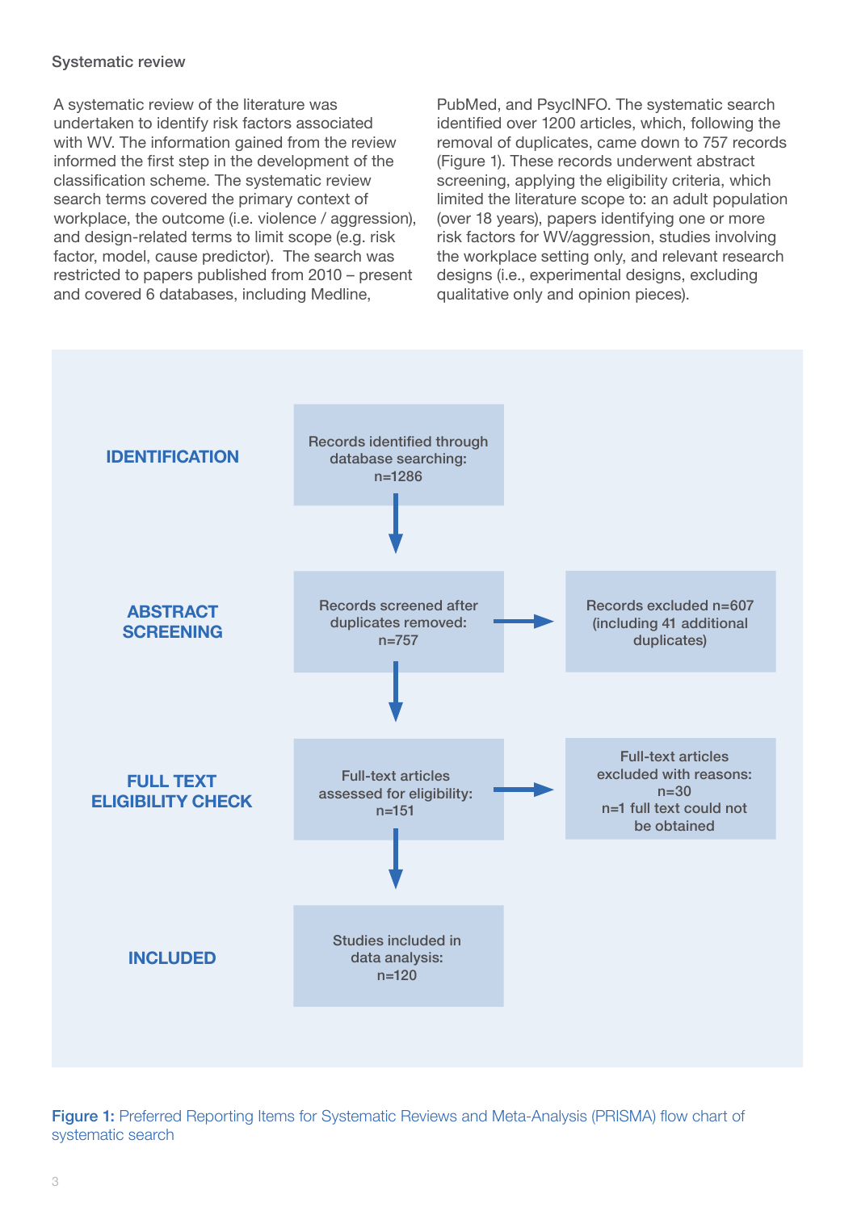## Systematic review

A systematic review of the literature was undertaken to identify risk factors associated with WV. The information gained from the review informed the first step in the development of the classification scheme. The systematic review search terms covered the primary context of workplace, the outcome (i.e. violence / aggression), and design-related terms to limit scope (e.g. risk factor, model, cause predictor). The search was restricted to papers published from 2010 – present and covered 6 databases, including Medline, PubMed, and PsycINFO. The systematic search identified over 1200 articles, which, following the removal of duplicates, came down to 757 records (Figure 1). These records underwent abstract screening, applying the eligibility criteria, which limited the literature scope to: an adult population (over 18 years), papers identifying one or more risk factors for WV/aggression, studies involving the workplace setting only, and relevant research designs (i.e., experimental designs, excluding qualitative only and opinion pieces).

**IDENTIFICATION**

Records identified through database searching: n=1286

↓

**ABSTRACT SCREENING**

Records screened after duplicates removed: n=757 → Records excluded n=607 (including 41 additional duplicates)

↓

**FULL TEXT ELIGIBILITY CHECK**

Full-text articles assessed for eligibility: n=151 → Full-text articles excluded with reasons: n=30; n=1 full text could not be obtained

↓

**INCLUDED**

Studies included in data analysis: n=120

**Figure 1:** Preferred Reporting Items for Systematic Reviews and Meta-Analysis (PRISMA) flow chart of systematic search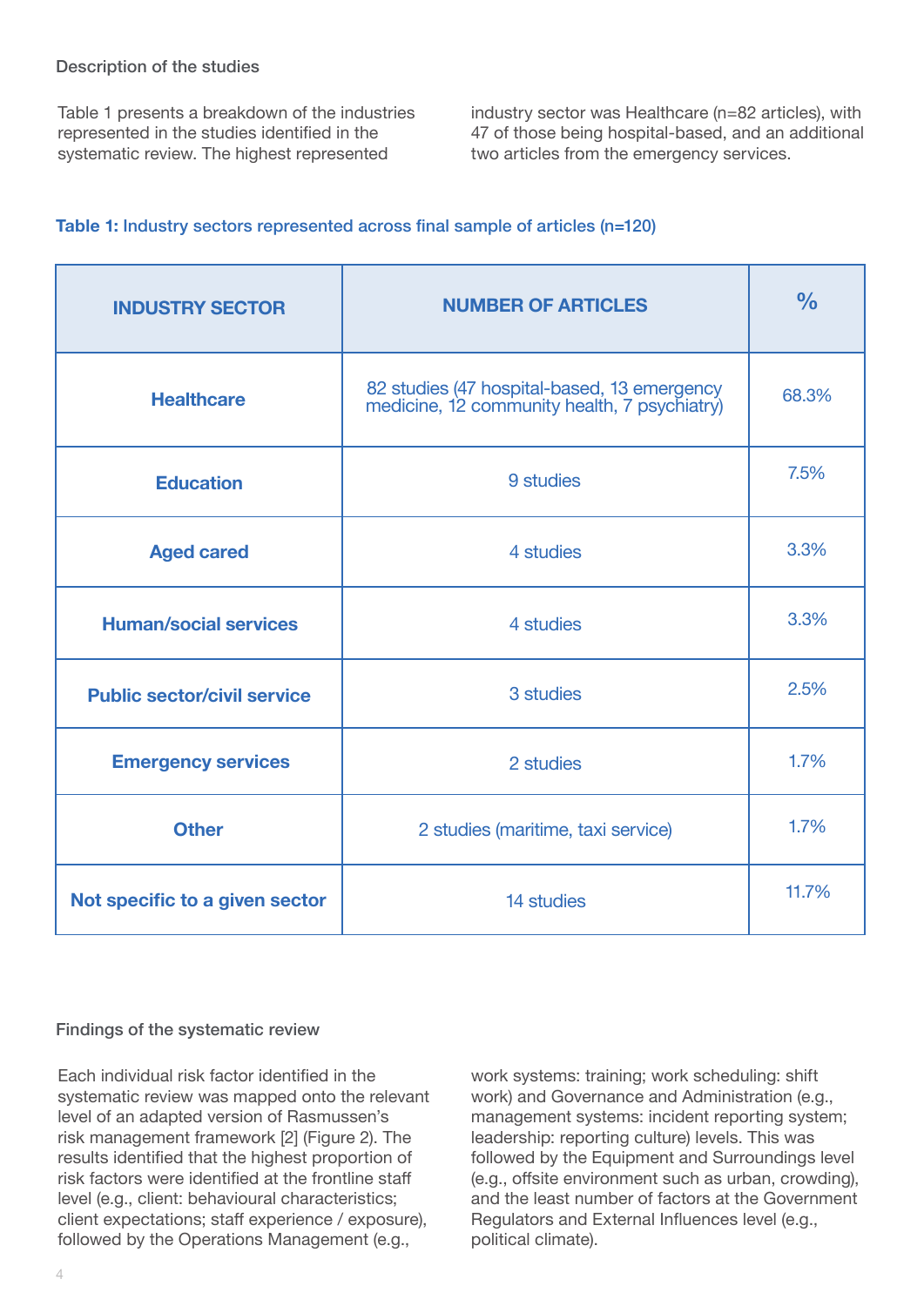## Description of the studies

Table 1 presents a breakdown of the industries represented in the studies identified in the systematic review. The highest represented industry sector was Healthcare (n=82 articles), with 47 of those being hospital-based, and an additional two articles from the emergency services.

**Table 1:** Industry sectors represented across final sample of articles (n=120)

| INDUSTRY SECTOR | NUMBER OF ARTICLES | % |
|---|---|---|
| **Healthcare** | 82 studies (47 hospital-based, 13 emergency medicine, 12 community health, 7 psychiatry) | 68.3% |
| **Education** | 9 studies | 7.5% |
| **Aged cared** | 4 studies | 3.3% |
| **Human/social services** | 4 studies | 3.3% |
| **Public sector/civil service** | 3 studies | 2.5% |
| **Emergency services** | 2 studies | 1.7% |
| **Other** | 2 studies (maritime, taxi service) | 1.7% |
| **Not specific to a given sector** | 14 studies | 11.7% |

## Findings of the systematic review

Each individual risk factor identified in the systematic review was mapped onto the relevant level of an adapted version of Rasmussen's risk management framework [2] (Figure 2). The results identified that the highest proportion of risk factors were identified at the frontline staff level (e.g., client: behavioural characteristics; client expectations; staff experience / exposure), followed by the Operations Management (e.g., work systems: training; work scheduling: shift work) and Governance and Administration (e.g., management systems: incident reporting system; leadership: reporting culture) levels. This was followed by the Equipment and Surroundings level (e.g., offsite environment such as urban, crowding), and the least number of factors at the Government Regulators and External Influences level (e.g., political climate).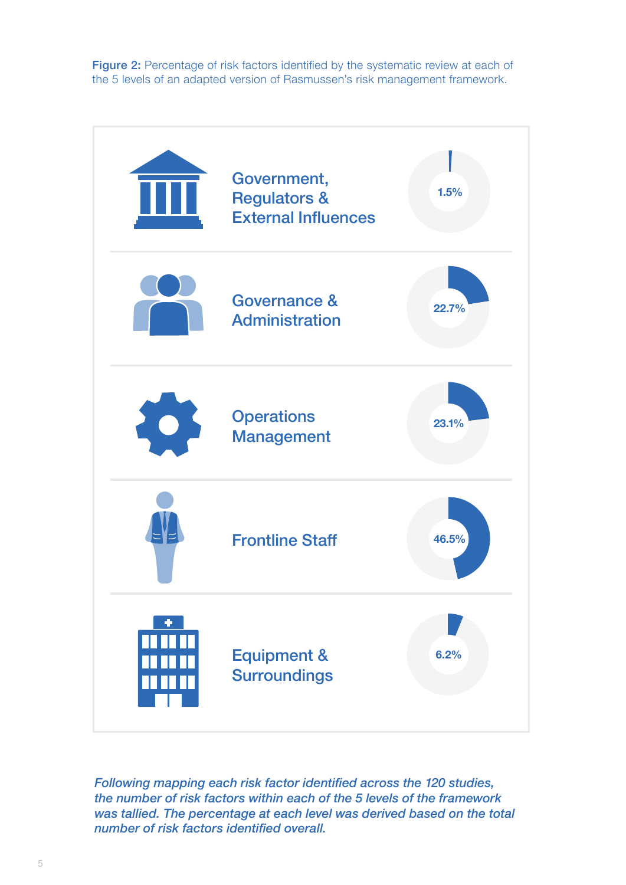**Figure 2:** Percentage of risk factors identified by the systematic review at each of the 5 levels of an adapted version of Rasmussen's risk management framework.

| Level | Percentage |
| --- | --- |
| Government, Regulators & External Influences | 1.5% |
| Governance & Administration | 22.7% |
| Operations Management | 23.1% |
| Frontline Staff | 46.5% |
| Equipment & Surroundings | 6.2% |

*Following mapping each risk factor identified across the 120 studies, the number of risk factors within each of the 5 levels of the framework was tallied. The percentage at each level was derived based on the total number of risk factors identified overall.*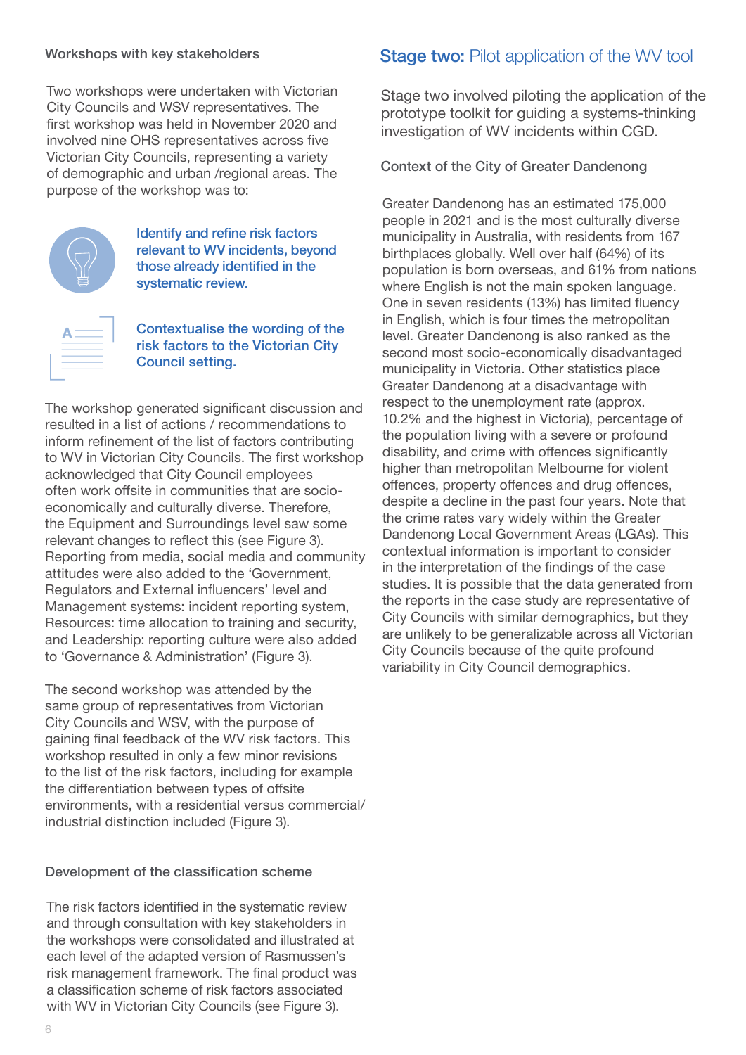### Workshops with key stakeholders

Two workshops were undertaken with Victorian City Councils and WSV representatives. The first workshop was held in November 2020 and involved nine OHS representatives across five Victorian City Councils, representing a variety of demographic and urban /regional areas. The purpose of the workshop was to:

- Identify and refine risk factors relevant to WV incidents, beyond those already identified in the systematic review.
- Contextualise the wording of the risk factors to the Victorian City Council setting.

The workshop generated significant discussion and resulted in a list of actions / recommendations to inform refinement of the list of factors contributing to WV in Victorian City Councils. The first workshop acknowledged that City Council employees often work offsite in communities that are socio-economically and culturally diverse. Therefore, the Equipment and Surroundings level saw some relevant changes to reflect this (see Figure 3). Reporting from media, social media and community attitudes were also added to the 'Government, Regulators and External influencers' level and Management systems: incident reporting system, Resources: time allocation to training and security, and Leadership: reporting culture were also added to 'Governance & Administration' (Figure 3).

The second workshop was attended by the same group of representatives from Victorian City Councils and WSV, with the purpose of gaining final feedback of the WV risk factors. This workshop resulted in only a few minor revisions to the list of the risk factors, including for example the differentiation between types of offsite environments, with a residential versus commercial/ industrial distinction included (Figure 3).

### Development of the classification scheme

The risk factors identified in the systematic review and through consultation with key stakeholders in the workshops were consolidated and illustrated at each level of the adapted version of Rasmussen's risk management framework. The final product was a classification scheme of risk factors associated with WV in Victorian City Councils (see Figure 3).

## Stage two: Pilot application of the WV tool

Stage two involved piloting the application of the prototype toolkit for guiding a systems-thinking investigation of WV incidents within CGD.

### Context of the City of Greater Dandenong

Greater Dandenong has an estimated 175,000 people in 2021 and is the most culturally diverse municipality in Australia, with residents from 167 birthplaces globally. Well over half (64%) of its population is born overseas, and 61% from nations where English is not the main spoken language. One in seven residents (13%) has limited fluency in English, which is four times the metropolitan level. Greater Dandenong is also ranked as the second most socio-economically disadvantaged municipality in Victoria. Other statistics place Greater Dandenong at a disadvantage with respect to the unemployment rate (approx. 10.2% and the highest in Victoria), percentage of the population living with a severe or profound disability, and crime with offences significantly higher than metropolitan Melbourne for violent offences, property offences and drug offences, despite a decline in the past four years. Note that the crime rates vary widely within the Greater Dandenong Local Government Areas (LGAs). This contextual information is important to consider in the interpretation of the findings of the case studies. It is possible that the data generated from the reports in the case study are representative of City Councils with similar demographics, but they are unlikely to be generalizable across all Victorian City Councils because of the quite profound variability in City Council demographics.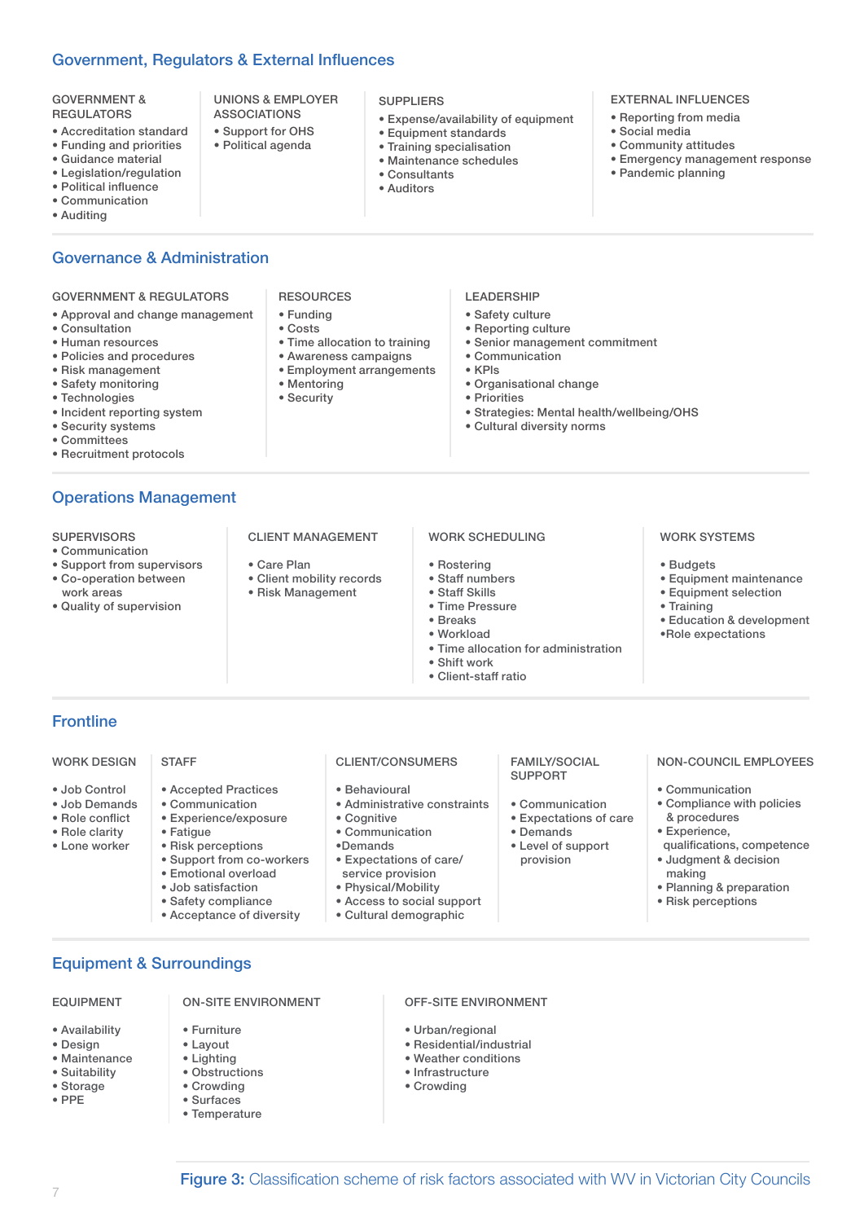## Government, Regulators & External Influences

**GOVERNMENT & REGULATORS**

- Accreditation standard
- Funding and priorities
- Guidance material
- Legislation/regulation
- Political influence
- Communication
- Auditing

**UNIONS & EMPLOYER ASSOCIATIONS**

- Support for OHS
- Political agenda

**SUPPLIERS**

- Expense/availability of equipment
- Equipment standards
- Training specialisation
- Maintenance schedules
- Consultants
- Auditors

**EXTERNAL INFLUENCES**

- Reporting from media
- Social media
- Community attitudes
- Emergency management response
- Pandemic planning

## Governance & Administration

**GOVERNMENT & REGULATORS**

- Approval and change management
- Consultation
- Human resources
- Policies and procedures
- Risk management
- Safety monitoring
- Technologies
- Incident reporting system
- Security systems
- Committees
- Recruitment protocols

**RESOURCES**

- Funding
- Costs
- Time allocation to training
- Awareness campaigns
- Employment arrangements
- Mentoring
- Security

**LEADERSHIP**

- Safety culture
- Reporting culture
- Senior management commitment
- Communication
- KPIs
- Organisational change
- Priorities
- Strategies: Mental health/wellbeing/OHS
- Cultural diversity norms

## Operations Management

**SUPERVISORS**

- Communication
- Support from supervisors
- Co-operation between work areas
- Quality of supervision

**CLIENT MANAGEMENT**

- Care Plan
- Client mobility records
- Risk Management

**WORK SCHEDULING**

- Rostering
- Staff numbers
- Staff Skills
- Time Pressure
- Breaks
- Workload
- Time allocation for administration
- Shift work
- Client-staff ratio

**WORK SYSTEMS**

- Budgets
- Equipment maintenance
- Equipment selection
- Training
- Education & development
- Role expectations

## Frontline

**WORK DESIGN**

- Job Control
- Job Demands
- Role conflict
- Role clarity
- Lone worker

**STAFF**

- Accepted Practices
- Communication
- Experience/exposure
- Fatigue
- Risk perceptions
- Support from co-workers
- Emotional overload
- Job satisfaction
- Safety compliance
- Acceptance of diversity

**CLIENT/CONSUMERS**

- Behavioural
- Administrative constraints
- Cognitive
- Communication
- Demands
- Expectations of care/ service provision
- Physical/Mobility
- Access to social support
- Cultural demographic

**FAMILY/SOCIAL SUPPORT**

- Communication
- Expectations of care
- Demands
- Level of support provision

**NON-COUNCIL EMPLOYEES**

- Communication
- Compliance with policies & procedures
- Experience, qualifications, competence
- Judgment & decision making
- Planning & preparation
- Risk perceptions

## Equipment & Surroundings

**EQUIPMENT**

- Availability
- Design
- Maintenance
- Suitability
- Storage
- PPE

**ON-SITE ENVIRONMENT**

- Furniture
- Layout
- Lighting
- Obstructions
- Crowding
- Surfaces
- Temperature

**OFF-SITE ENVIRONMENT**

- Urban/regional
- Residential/industrial
- Weather conditions
- Infrastructure
- Crowding

**Figure 3:** Classification scheme of risk factors associated with WV in Victorian City Councils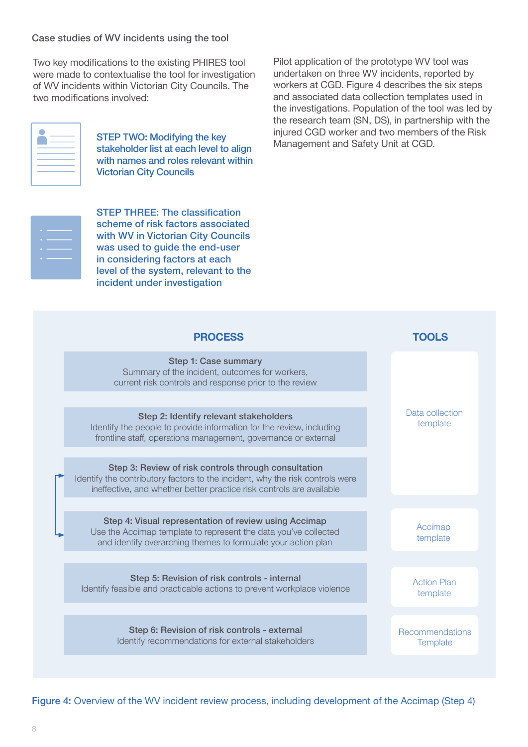## Case studies of WV incidents using the tool

Two key modifications to the existing PHIRES tool were made to contextualise the tool for investigation of WV incidents within Victorian City Councils. The two modifications involved:

**STEP TWO: Modifying the key stakeholder list at each level to align with names and roles relevant within Victorian City Councils**

**STEP THREE: The classification scheme of risk factors associated with WV in Victorian City Councils was used to guide the end-user in considering factors at each level of the system, relevant to the incident under investigation**

Pilot application of the prototype WV tool was undertaken on three WV incidents, reported by workers at CGD. Figure 4 describes the six steps and associated data collection templates used in the investigations. Population of the tool was led by the research team (SN, DS), in partnership with the injured CGD worker and two members of the Risk Management and Safety Unit at CGD.

| PROCESS | TOOLS |
|---|---|
| **Step 1: Case summary** Summary of the incident, outcomes for workers, current risk controls and response prior to the review | Data collection template |
| **Step 2: Identify relevant stakeholders** Identify the people to provide information for the review, including frontline staff, operations management, governance or external | Data collection template |
| **Step 3: Review of risk controls through consultation** Identify the contributory factors to the incident, why the risk controls were ineffective, and whether better practice risk controls are available | Data collection template |
| **Step 4: Visual representation of review using Accimap** Use the Accimap template to represent the data you've collected and identify overarching themes to formulate your action plan | Accimap template |
| **Step 5: Revision of risk controls - internal** Identify feasible and practicable actions to prevent workplace violence | Action Plan template |
| **Step 6: Revision of risk controls - external** Identify recommendations for external stakeholders | Recommendations Template |

Figure 4: Overview of the WV incident review process, including development of the Accimap (Step 4)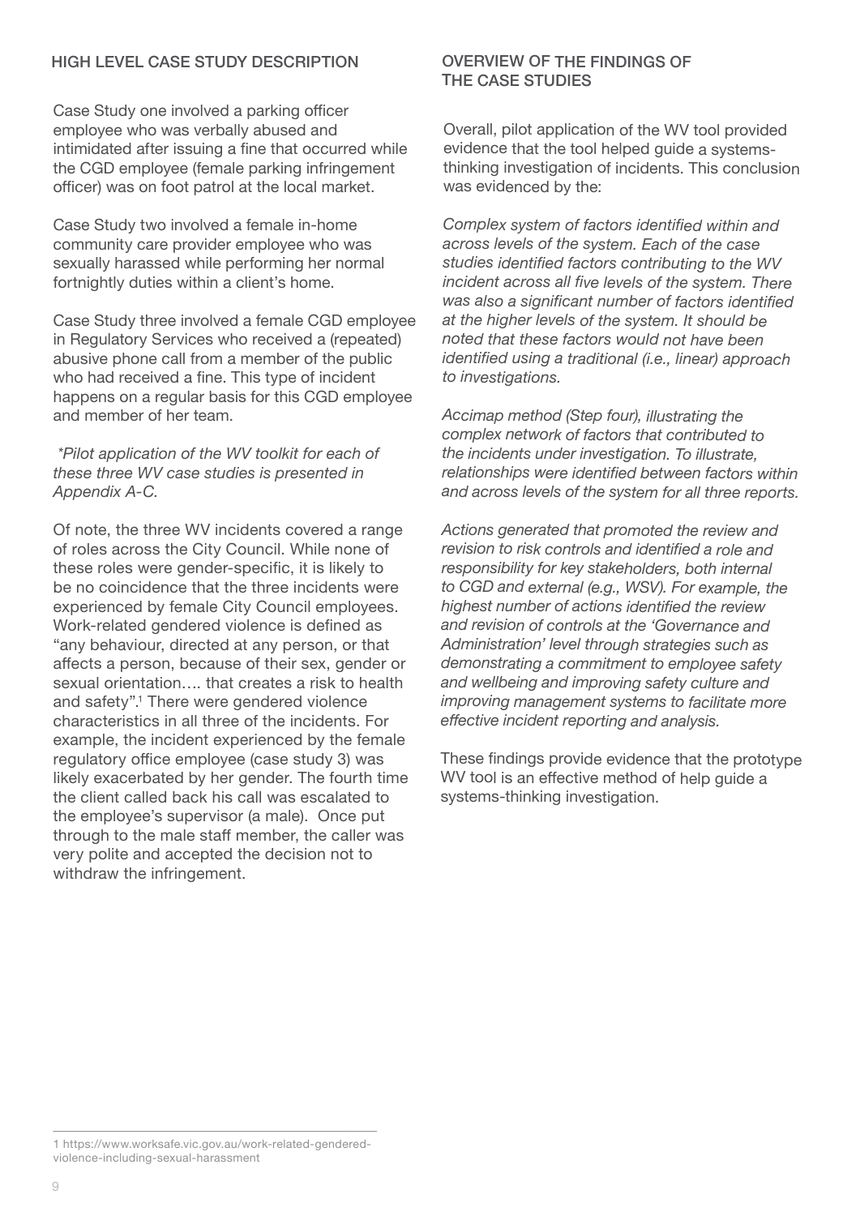## HIGH LEVEL CASE STUDY DESCRIPTION

Case Study one involved a parking officer employee who was verbally abused and intimidated after issuing a fine that occurred while the CGD employee (female parking infringement officer) was on foot patrol at the local market.

Case Study two involved a female in-home community care provider employee who was sexually harassed while performing her normal fortnightly duties within a client's home.

Case Study three involved a female CGD employee in Regulatory Services who received a (repeated) abusive phone call from a member of the public who had received a fine. This type of incident happens on a regular basis for this CGD employee and member of her team.

*\*Pilot application of the WV toolkit for each of these three WV case studies is presented in Appendix A-C.*

Of note, the three WV incidents covered a range of roles across the City Council. While none of these roles were gender-specific, it is likely to be no coincidence that the three incidents were experienced by female City Council employees. Work-related gendered violence is defined as "any behaviour, directed at any person, or that affects a person, because of their sex, gender or sexual orientation…. that creates a risk to health and safety".[1] There were gendered violence characteristics in all three of the incidents. For example, the incident experienced by the female regulatory office employee (case study 3) was likely exacerbated by her gender. The fourth time the client called back his call was escalated to the employee's supervisor (a male). Once put through to the male staff member, the caller was very polite and accepted the decision not to withdraw the infringement.

## OVERVIEW OF THE FINDINGS OF THE CASE STUDIES

Overall, pilot application of the WV tool provided evidence that the tool helped guide a systems-thinking investigation of incidents. This conclusion was evidenced by the:

*Complex system of factors identified within and across levels of the system. Each of the case studies identified factors contributing to the WV incident across all five levels of the system. There was also a significant number of factors identified at the higher levels of the system. It should be noted that these factors would not have been identified using a traditional (i.e., linear) approach to investigations.*

*Accimap method (Step four), illustrating the complex network of factors that contributed to the incidents under investigation. To illustrate, relationships were identified between factors within and across levels of the system for all three reports.*

*Actions generated that promoted the review and revision to risk controls and identified a role and responsibility for key stakeholders, both internal to CGD and external (e.g., WSV). For example, the highest number of actions identified the review and revision of controls at the 'Governance and Administration' level through strategies such as demonstrating a commitment to employee safety and wellbeing and improving safety culture and improving management systems to facilitate more effective incident reporting and analysis.*

These findings provide evidence that the prototype WV tool is an effective method of help guide a systems-thinking investigation.

---

1 https://www.worksafe.vic.gov.au/work-related-gendered-violence-including-sexual-harassment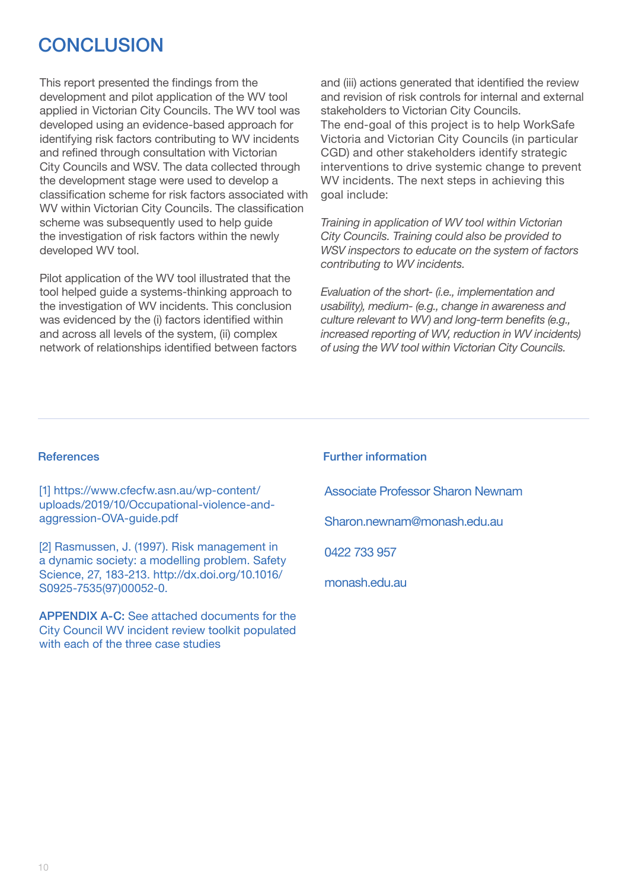# CONCLUSION

This report presented the findings from the development and pilot application of the WV tool applied in Victorian City Councils. The WV tool was developed using an evidence-based approach for identifying risk factors contributing to WV incidents and refined through consultation with Victorian City Councils and WSV. The data collected through the development stage were used to develop a classification scheme for risk factors associated with WV within Victorian City Councils. The classification scheme was subsequently used to help guide the investigation of risk factors within the newly developed WV tool.

Pilot application of the WV tool illustrated that the tool helped guide a systems-thinking approach to the investigation of WV incidents. This conclusion was evidenced by the (i) factors identified within and across all levels of the system, (ii) complex network of relationships identified between factors and (iii) actions generated that identified the review and revision of risk controls for internal and external stakeholders to Victorian City Councils.

The end-goal of this project is to help WorkSafe Victoria and Victorian City Councils (in particular CGD) and other stakeholders identify strategic interventions to drive systemic change to prevent WV incidents. The next steps in achieving this goal include:

*Training in application of WV tool within Victorian City Councils. Training could also be provided to WSV inspectors to educate on the system of factors contributing to WV incidents.*

*Evaluation of the short- (i.e., implementation and usability), medium- (e.g., change in awareness and culture relevant to WV) and long-term benefits (e.g., increased reporting of WV, reduction in WV incidents) of using the WV tool within Victorian City Councils.*

---

### References

[1] https://www.cfecfw.asn.au/wp-content/uploads/2019/10/Occupational-violence-and-aggression-OVA-guide.pdf

[2] Rasmussen, J. (1997). Risk management in a dynamic society: a modelling problem. Safety Science, 27, 183-213. http://dx.doi.org/10.1016/S0925-7535(97)00052-0.

**APPENDIX A-C:** See attached documents for the City Council WV incident review toolkit populated with each of the three case studies

### Further information

Associate Professor Sharon Newnam

Sharon.newnam@monash.edu.au

0422 733 957

monash.edu.au